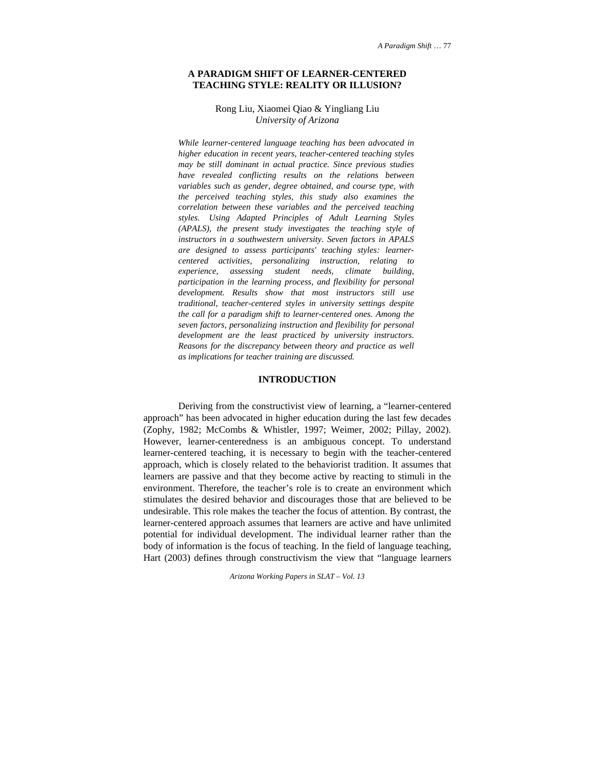# A PARADIGM SHIFT OF LEARNER-CENTERED TEACHING STYLE: REALITY OR ILLUSION?

Rong Liu, Xiaomei Qiao & Yingliang Liu
*University of Arizona*

*While learner-centered language teaching has been advocated in higher education in recent years, teacher-centered teaching styles may be still dominant in actual practice. Since previous studies have revealed conflicting results on the relations between variables such as gender, degree obtained, and course type, with the perceived teaching styles, this study also examines the correlation between these variables and the perceived teaching styles. Using Adapted Principles of Adult Learning Styles (APALS), the present study investigates the teaching style of instructors in a southwestern university. Seven factors in APALS are designed to assess participants' teaching styles: learner-centered activities, personalizing instruction, relating to experience, assessing student needs, climate building, participation in the learning process, and flexibility for personal development. Results show that most instructors still use traditional, teacher-centered styles in university settings despite the call for a paradigm shift to learner-centered ones. Among the seven factors, personalizing instruction and flexibility for personal development are the least practiced by university instructors. Reasons for the discrepancy between theory and practice as well as implications for teacher training are discussed.*

## INTRODUCTION

Deriving from the constructivist view of learning, a "learner-centered approach" has been advocated in higher education during the last few decades (Zophy, 1982; McCombs & Whistler, 1997; Weimer, 2002; Pillay, 2002). However, learner-centeredness is an ambiguous concept. To understand learner-centered teaching, it is necessary to begin with the teacher-centered approach, which is closely related to the behaviorist tradition. It assumes that learners are passive and that they become active by reacting to stimuli in the environment. Therefore, the teacher's role is to create an environment which stimulates the desired behavior and discourages those that are believed to be undesirable. This role makes the teacher the focus of attention. By contrast, the learner-centered approach assumes that learners are active and have unlimited potential for individual development. The individual learner rather than the body of information is the focus of teaching. In the field of language teaching, Hart (2003) defines through constructivism the view that "language learners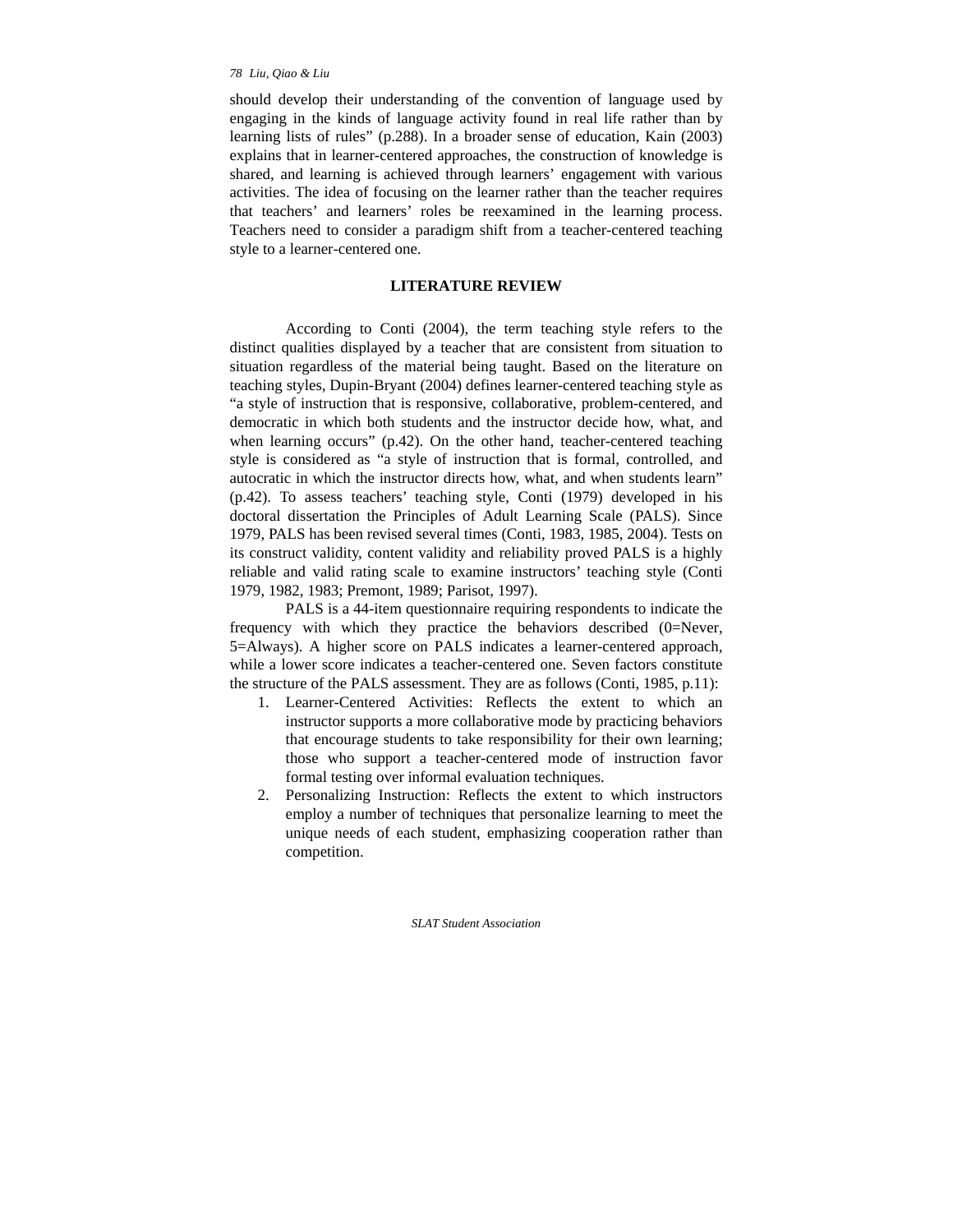should develop their understanding of the convention of language used by engaging in the kinds of language activity found in real life rather than by learning lists of rules" (p.288). In a broader sense of education, Kain (2003) explains that in learner-centered approaches, the construction of knowledge is shared, and learning is achieved through learners' engagement with various activities. The idea of focusing on the learner rather than the teacher requires that teachers' and learners' roles be reexamined in the learning process. Teachers need to consider a paradigm shift from a teacher-centered teaching style to a learner-centered one.

## LITERATURE REVIEW

According to Conti (2004), the term teaching style refers to the distinct qualities displayed by a teacher that are consistent from situation to situation regardless of the material being taught. Based on the literature on teaching styles, Dupin-Bryant (2004) defines learner-centered teaching style as "a style of instruction that is responsive, collaborative, problem-centered, and democratic in which both students and the instructor decide how, what, and when learning occurs" (p.42). On the other hand, teacher-centered teaching style is considered as "a style of instruction that is formal, controlled, and autocratic in which the instructor directs how, what, and when students learn" (p.42). To assess teachers' teaching style, Conti (1979) developed in his doctoral dissertation the Principles of Adult Learning Scale (PALS). Since 1979, PALS has been revised several times (Conti, 1983, 1985, 2004). Tests on its construct validity, content validity and reliability proved PALS is a highly reliable and valid rating scale to examine instructors' teaching style (Conti 1979, 1982, 1983; Premont, 1989; Parisot, 1997).

PALS is a 44-item questionnaire requiring respondents to indicate the frequency with which they practice the behaviors described (0=Never, 5=Always). A higher score on PALS indicates a learner-centered approach, while a lower score indicates a teacher-centered one. Seven factors constitute the structure of the PALS assessment. They are as follows (Conti, 1985, p.11):

1. Learner-Centered Activities: Reflects the extent to which an instructor supports a more collaborative mode by practicing behaviors that encourage students to take responsibility for their own learning; those who support a teacher-centered mode of instruction favor formal testing over informal evaluation techniques.
2. Personalizing Instruction: Reflects the extent to which instructors employ a number of techniques that personalize learning to meet the unique needs of each student, emphasizing cooperation rather than competition.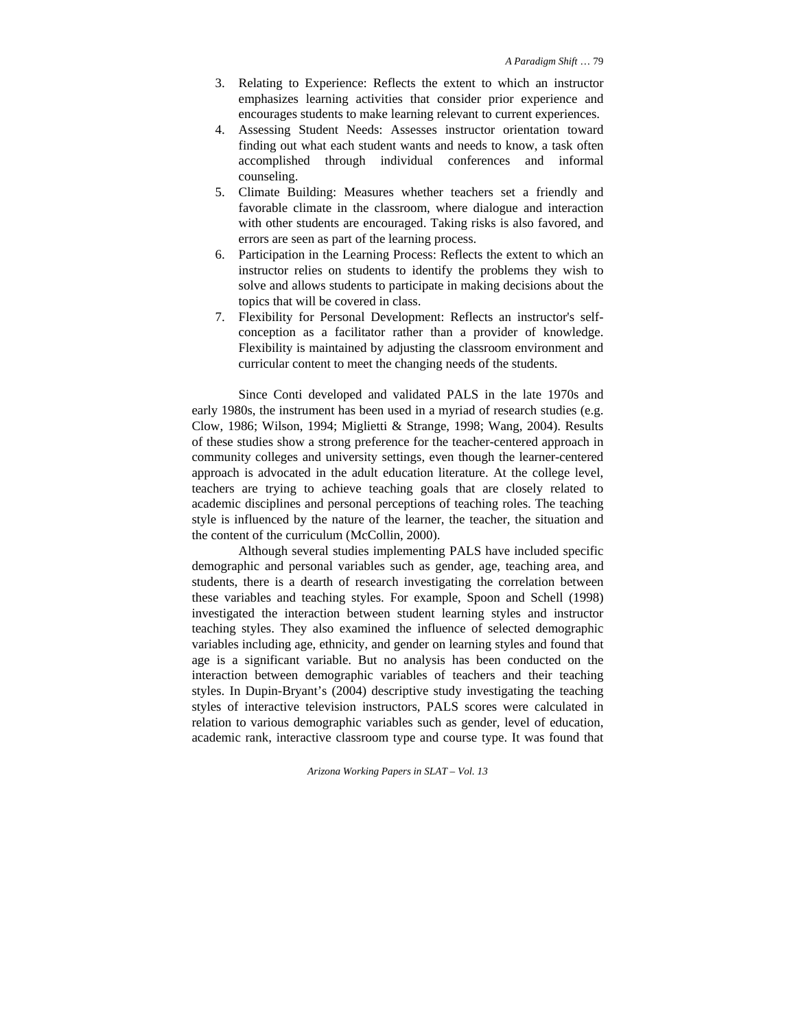3. Relating to Experience: Reflects the extent to which an instructor emphasizes learning activities that consider prior experience and encourages students to make learning relevant to current experiences.
4. Assessing Student Needs: Assesses instructor orientation toward finding out what each student wants and needs to know, a task often accomplished through individual conferences and informal counseling.
5. Climate Building: Measures whether teachers set a friendly and favorable climate in the classroom, where dialogue and interaction with other students are encouraged. Taking risks is also favored, and errors are seen as part of the learning process.
6. Participation in the Learning Process: Reflects the extent to which an instructor relies on students to identify the problems they wish to solve and allows students to participate in making decisions about the topics that will be covered in class.
7. Flexibility for Personal Development: Reflects an instructor's self-conception as a facilitator rather than a provider of knowledge. Flexibility is maintained by adjusting the classroom environment and curricular content to meet the changing needs of the students.

Since Conti developed and validated PALS in the late 1970s and early 1980s, the instrument has been used in a myriad of research studies (e.g. Clow, 1986; Wilson, 1994; Miglietti & Strange, 1998; Wang, 2004). Results of these studies show a strong preference for the teacher-centered approach in community colleges and university settings, even though the learner-centered approach is advocated in the adult education literature. At the college level, teachers are trying to achieve teaching goals that are closely related to academic disciplines and personal perceptions of teaching roles. The teaching style is influenced by the nature of the learner, the teacher, the situation and the content of the curriculum (McCollin, 2000).

Although several studies implementing PALS have included specific demographic and personal variables such as gender, age, teaching area, and students, there is a dearth of research investigating the correlation between these variables and teaching styles. For example, Spoon and Schell (1998) investigated the interaction between student learning styles and instructor teaching styles. They also examined the influence of selected demographic variables including age, ethnicity, and gender on learning styles and found that age is a significant variable. But no analysis has been conducted on the interaction between demographic variables of teachers and their teaching styles. In Dupin-Bryant's (2004) descriptive study investigating the teaching styles of interactive television instructors, PALS scores were calculated in relation to various demographic variables such as gender, level of education, academic rank, interactive classroom type and course type. It was found that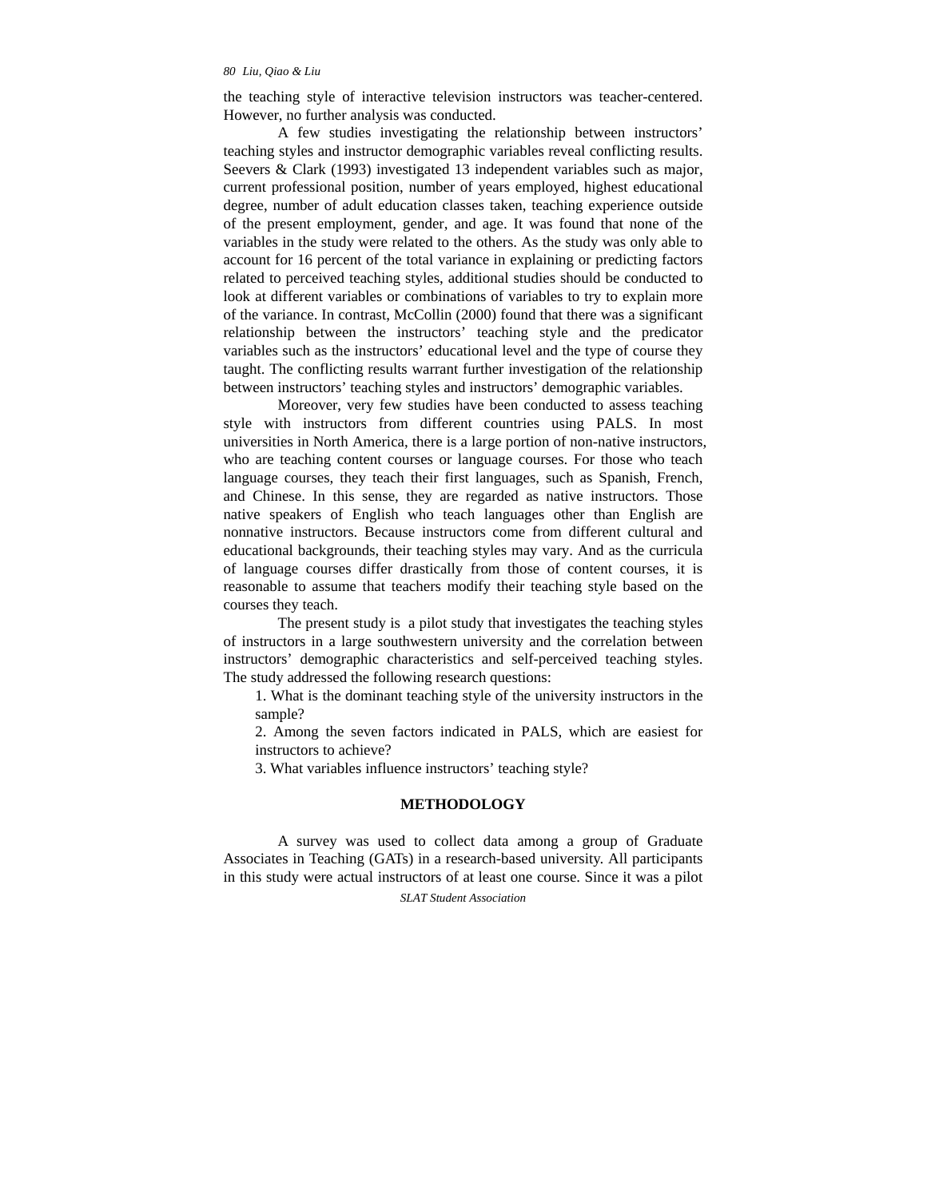the teaching style of interactive television instructors was teacher-centered. However, no further analysis was conducted.

A few studies investigating the relationship between instructors' teaching styles and instructor demographic variables reveal conflicting results. Seevers & Clark (1993) investigated 13 independent variables such as major, current professional position, number of years employed, highest educational degree, number of adult education classes taken, teaching experience outside of the present employment, gender, and age. It was found that none of the variables in the study were related to the others. As the study was only able to account for 16 percent of the total variance in explaining or predicting factors related to perceived teaching styles, additional studies should be conducted to look at different variables or combinations of variables to try to explain more of the variance. In contrast, McCollin (2000) found that there was a significant relationship between the instructors' teaching style and the predicator variables such as the instructors' educational level and the type of course they taught. The conflicting results warrant further investigation of the relationship between instructors' teaching styles and instructors' demographic variables.

Moreover, very few studies have been conducted to assess teaching style with instructors from different countries using PALS. In most universities in North America, there is a large portion of non-native instructors, who are teaching content courses or language courses. For those who teach language courses, they teach their first languages, such as Spanish, French, and Chinese. In this sense, they are regarded as native instructors. Those native speakers of English who teach languages other than English are nonnative instructors. Because instructors come from different cultural and educational backgrounds, their teaching styles may vary. And as the curricula of language courses differ drastically from those of content courses, it is reasonable to assume that teachers modify their teaching style based on the courses they teach.

The present study is a pilot study that investigates the teaching styles of instructors in a large southwestern university and the correlation between instructors' demographic characteristics and self-perceived teaching styles. The study addressed the following research questions:

1. What is the dominant teaching style of the university instructors in the sample?
2. Among the seven factors indicated in PALS, which are easiest for instructors to achieve?
3. What variables influence instructors' teaching style?

## METHODOLOGY

A survey was used to collect data among a group of Graduate Associates in Teaching (GATs) in a research-based university. All participants in this study were actual instructors of at least one course. Since it was a pilot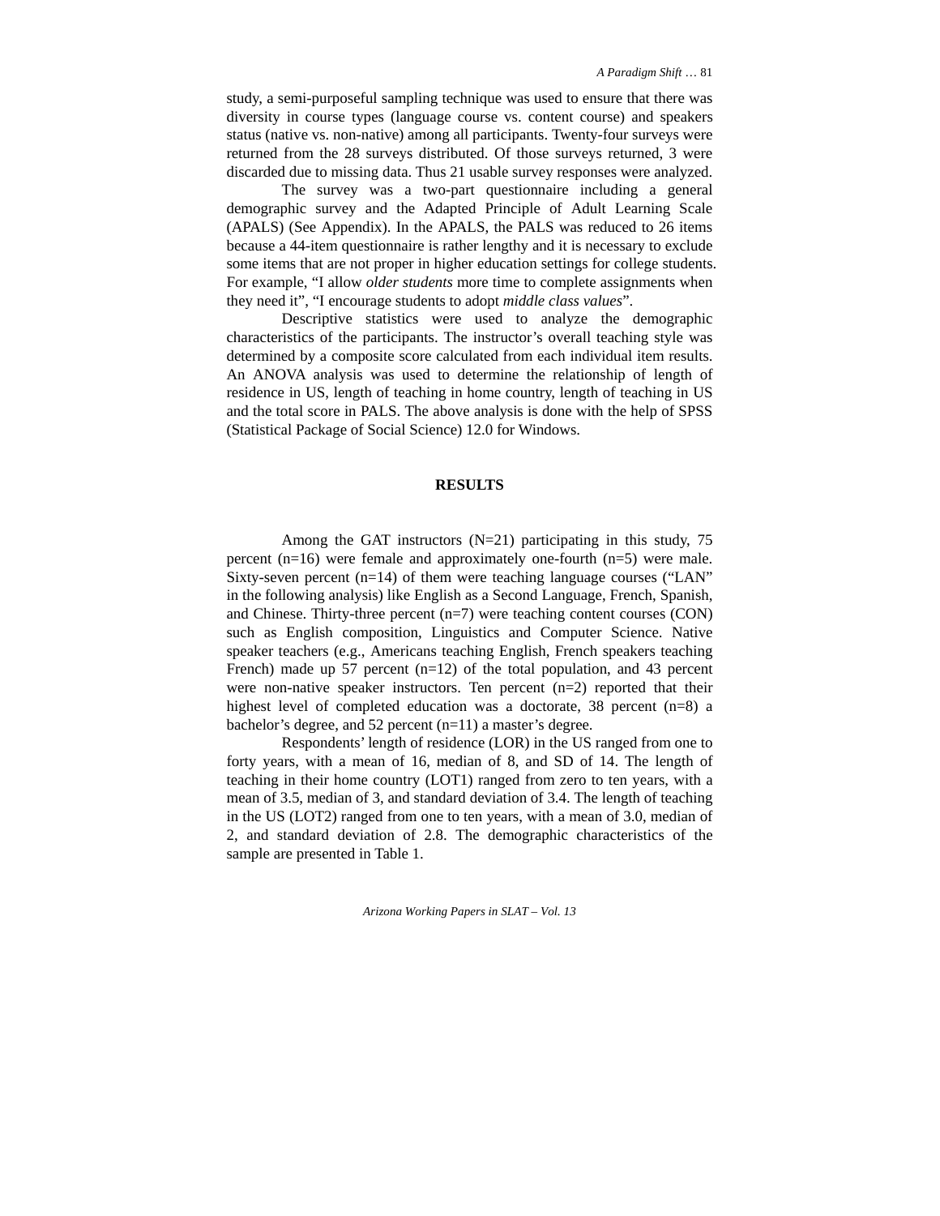study, a semi-purposeful sampling technique was used to ensure that there was diversity in course types (language course vs. content course) and speakers status (native vs. non-native) among all participants. Twenty-four surveys were returned from the 28 surveys distributed. Of those surveys returned, 3 were discarded due to missing data. Thus 21 usable survey responses were analyzed.

The survey was a two-part questionnaire including a general demographic survey and the Adapted Principle of Adult Learning Scale (APALS) (See Appendix). In the APALS, the PALS was reduced to 26 items because a 44-item questionnaire is rather lengthy and it is necessary to exclude some items that are not proper in higher education settings for college students. For example, "I allow *older students* more time to complete assignments when they need it", "I encourage students to adopt *middle class values*".

Descriptive statistics were used to analyze the demographic characteristics of the participants. The instructor's overall teaching style was determined by a composite score calculated from each individual item results. An ANOVA analysis was used to determine the relationship of length of residence in US, length of teaching in home country, length of teaching in US and the total score in PALS. The above analysis is done with the help of SPSS (Statistical Package of Social Science) 12.0 for Windows.

## RESULTS

Among the GAT instructors (N=21) participating in this study, 75 percent (n=16) were female and approximately one-fourth (n=5) were male. Sixty-seven percent (n=14) of them were teaching language courses ("LAN" in the following analysis) like English as a Second Language, French, Spanish, and Chinese. Thirty-three percent (n=7) were teaching content courses (CON) such as English composition, Linguistics and Computer Science. Native speaker teachers (e.g., Americans teaching English, French speakers teaching French) made up 57 percent (n=12) of the total population, and 43 percent were non-native speaker instructors. Ten percent (n=2) reported that their highest level of completed education was a doctorate, 38 percent (n=8) a bachelor's degree, and 52 percent (n=11) a master's degree.

Respondents' length of residence (LOR) in the US ranged from one to forty years, with a mean of 16, median of 8, and SD of 14. The length of teaching in their home country (LOT1) ranged from zero to ten years, with a mean of 3.5, median of 3, and standard deviation of 3.4. The length of teaching in the US (LOT2) ranged from one to ten years, with a mean of 3.0, median of 2, and standard deviation of 2.8. The demographic characteristics of the sample are presented in Table 1.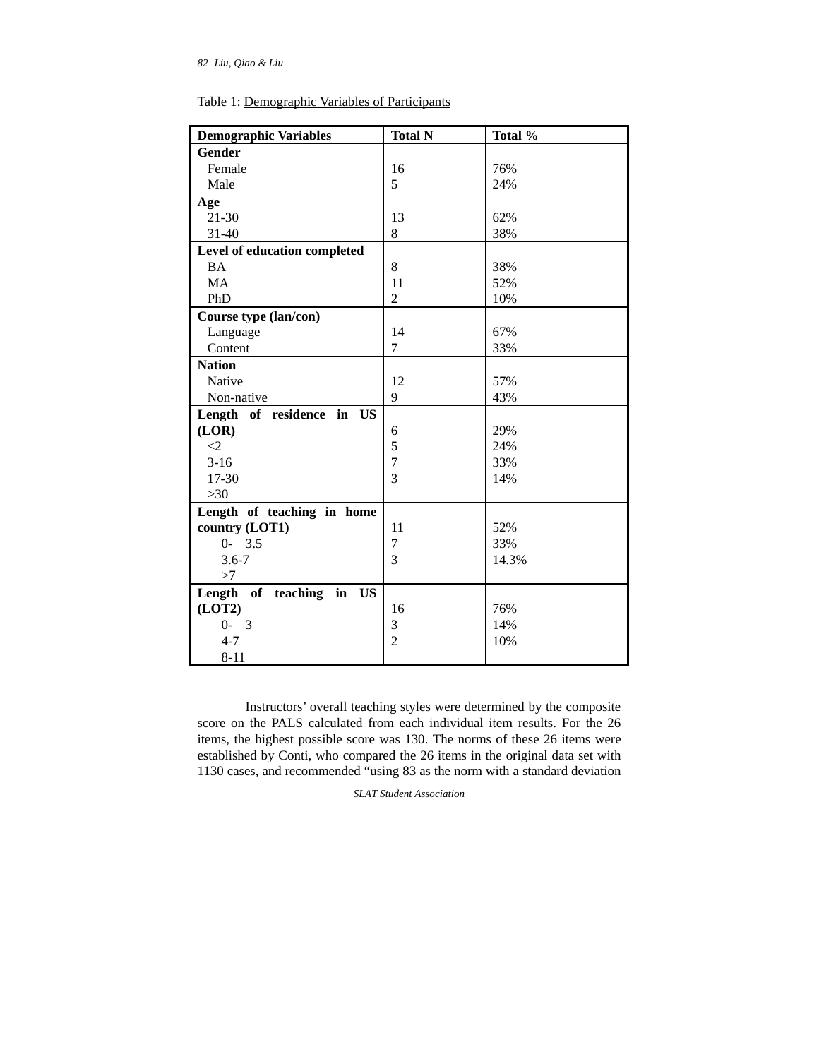Table 1: Demographic Variables of Participants

| Demographic Variables | Total N | Total % |
|---|---|---|
| **Gender** | | |
| Female | 16 | 76% |
| Male | 5 | 24% |
| **Age** | | |
| 21-30 | 13 | 62% |
| 31-40 | 8 | 38% |
| **Level of education completed** | | |
| BA | 8 | 38% |
| MA | 11 | 52% |
| PhD | 2 | 10% |
| **Course type (lan/con)** | | |
| Language | 14 | 67% |
| Content | 7 | 33% |
| **Nation** | | |
| Native | 12 | 57% |
| Non-native | 9 | 43% |
| **Length of residence in US (LOR)** | | |
| <2 | 6 | 29% |
| 3-16 | 5 | 24% |
| 17-30 | 7 | 33% |
| >30 | 3 | 14% |
| **Length of teaching in home country (LOT1)** | | |
| 0- 3.5 | 11 | 52% |
| 3.6-7 | 7 | 33% |
| >7 | 3 | 14.3% |
| **Length of teaching in US (LOT2)** | | |
| 0- 3 | 16 | 76% |
| 4-7 | 3 | 14% |
| 8-11 | 2 | 10% |

Instructors' overall teaching styles were determined by the composite score on the PALS calculated from each individual item results. For the 26 items, the highest possible score was 130. The norms of these 26 items were established by Conti, who compared the 26 items in the original data set with 1130 cases, and recommended "using 83 as the norm with a standard deviation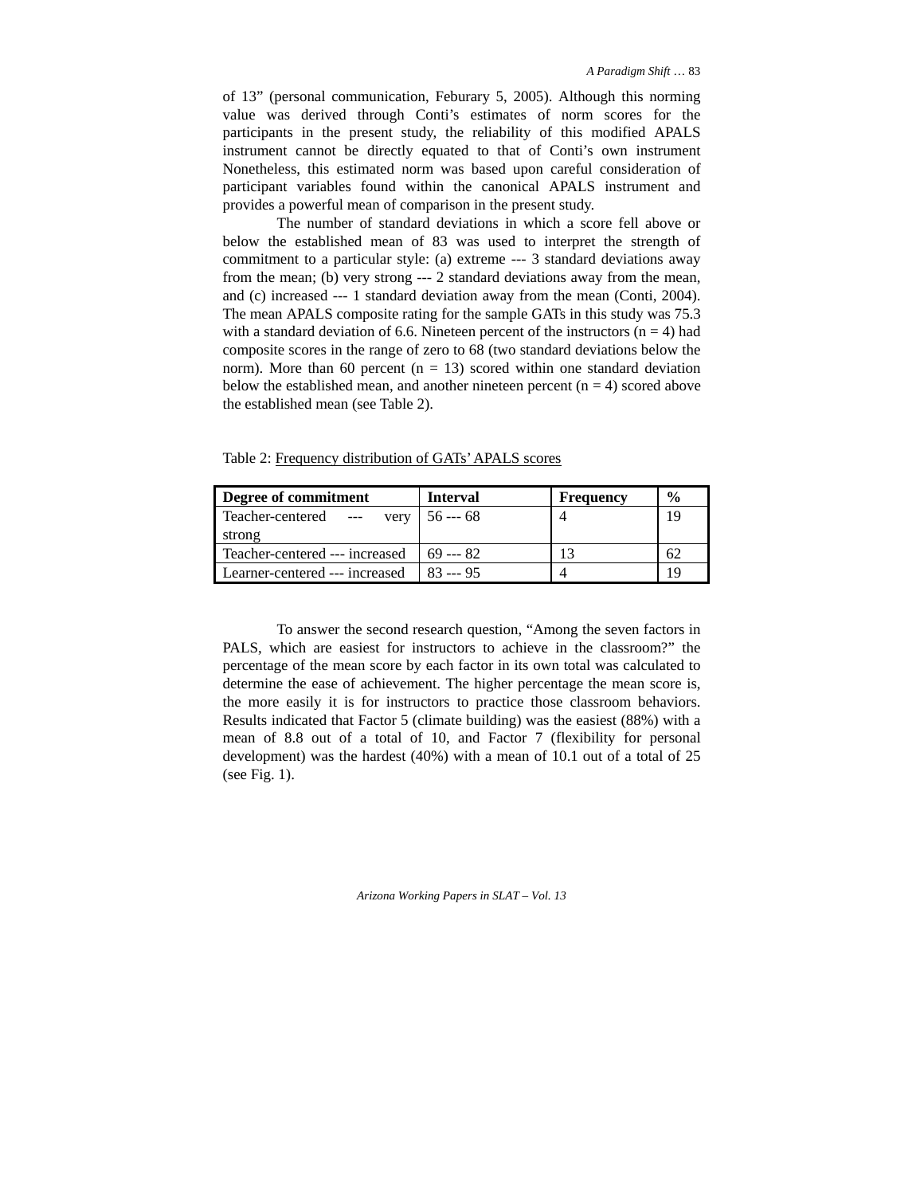of 13" (personal communication, Feburary 5, 2005). Although this norming value was derived through Conti's estimates of norm scores for the participants in the present study, the reliability of this modified APALS instrument cannot be directly equated to that of Conti's own instrument Nonetheless, this estimated norm was based upon careful consideration of participant variables found within the canonical APALS instrument and provides a powerful mean of comparison in the present study.

The number of standard deviations in which a score fell above or below the established mean of 83 was used to interpret the strength of commitment to a particular style: (a) extreme --- 3 standard deviations away from the mean; (b) very strong --- 2 standard deviations away from the mean, and (c) increased --- 1 standard deviation away from the mean (Conti, 2004). The mean APALS composite rating for the sample GATs in this study was 75.3 with a standard deviation of 6.6. Nineteen percent of the instructors (n = 4) had composite scores in the range of zero to 68 (two standard deviations below the norm). More than 60 percent (n = 13) scored within one standard deviation below the established mean, and another nineteen percent (n = 4) scored above the established mean (see Table 2).

Table 2: Frequency distribution of GATs' APALS scores

| Degree of commitment | Interval | Frequency | % |
|---|---|---|---|
| Teacher-centered --- very strong | 56 --- 68 | 4 | 19 |
| Teacher-centered --- increased | 69 --- 82 | 13 | 62 |
| Learner-centered --- increased | 83 --- 95 | 4 | 19 |

To answer the second research question, "Among the seven factors in PALS, which are easiest for instructors to achieve in the classroom?" the percentage of the mean score by each factor in its own total was calculated to determine the ease of achievement. The higher percentage the mean score is, the more easily it is for instructors to practice those classroom behaviors. Results indicated that Factor 5 (climate building) was the easiest (88%) with a mean of 8.8 out of a total of 10, and Factor 7 (flexibility for personal development) was the hardest (40%) with a mean of 10.1 out of a total of 25 (see Fig. 1).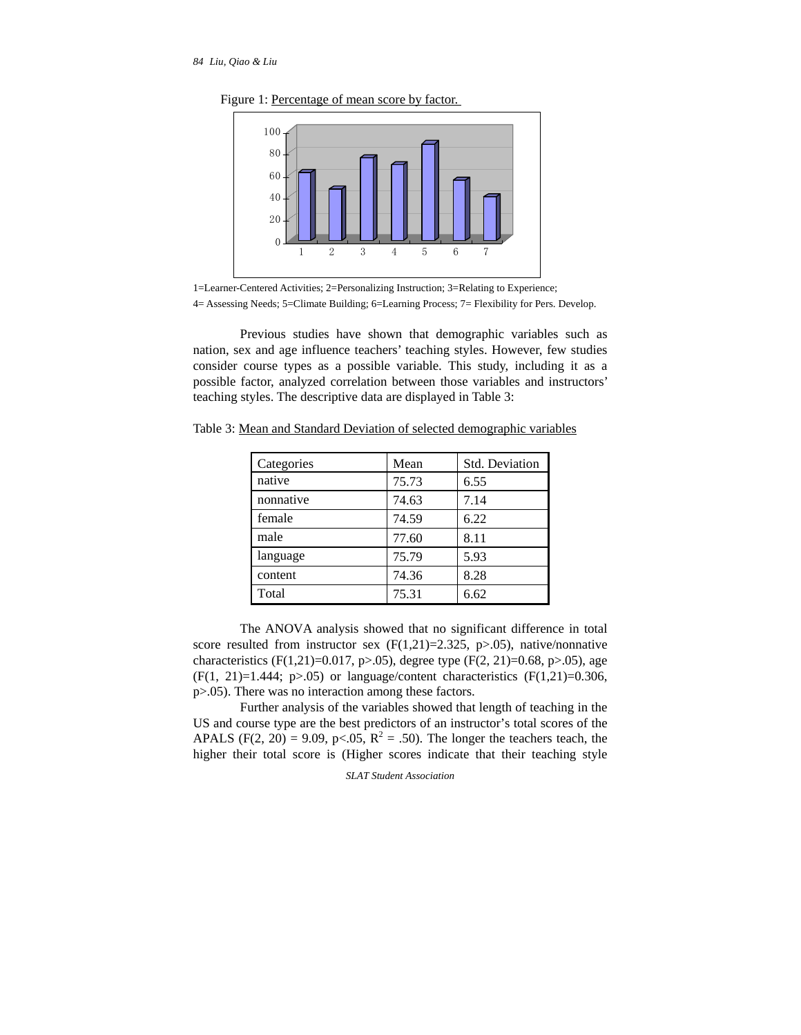Figure 1: Percentage of mean score by factor.

1=Learner-Centered Activities; 2=Personalizing Instruction; 3=Relating to Experience;
4= Assessing Needs; 5=Climate Building; 6=Learning Process; 7= Flexibility for Pers. Develop.

Previous studies have shown that demographic variables such as nation, sex and age influence teachers' teaching styles. However, few studies consider course types as a possible variable. This study, including it as a possible factor, analyzed correlation between those variables and instructors' teaching styles. The descriptive data are displayed in Table 3:

Table 3: Mean and Standard Deviation of selected demographic variables

| Categories | Mean | Std. Deviation |
|---|---|---|
| native | 75.73 | 6.55 |
| nonnative | 74.63 | 7.14 |
| female | 74.59 | 6.22 |
| male | 77.60 | 8.11 |
| language | 75.79 | 5.93 |
| content | 74.36 | 8.28 |
| Total | 75.31 | 6.62 |

The ANOVA analysis showed that no significant difference in total score resulted from instructor sex ($F(1,21)=2.325$, $p>.05$), native/nonnative characteristics ($F(1,21)=0.017$, $p>.05$), degree type ($F(2, 21)=0.68$, $p>.05$), age ($F(1, 21)=1.444$; $p>.05$) or language/content characteristics ($F(1,21)=0.306$, $p>.05$). There was no interaction among these factors.

Further analysis of the variables showed that length of teaching in the US and course type are the best predictors of an instructor's total scores of the APALS ($F(2, 20) = 9.09$, $p<.05$, $R^2 = .50$). The longer the teachers teach, the higher their total score is (Higher scores indicate that their teaching style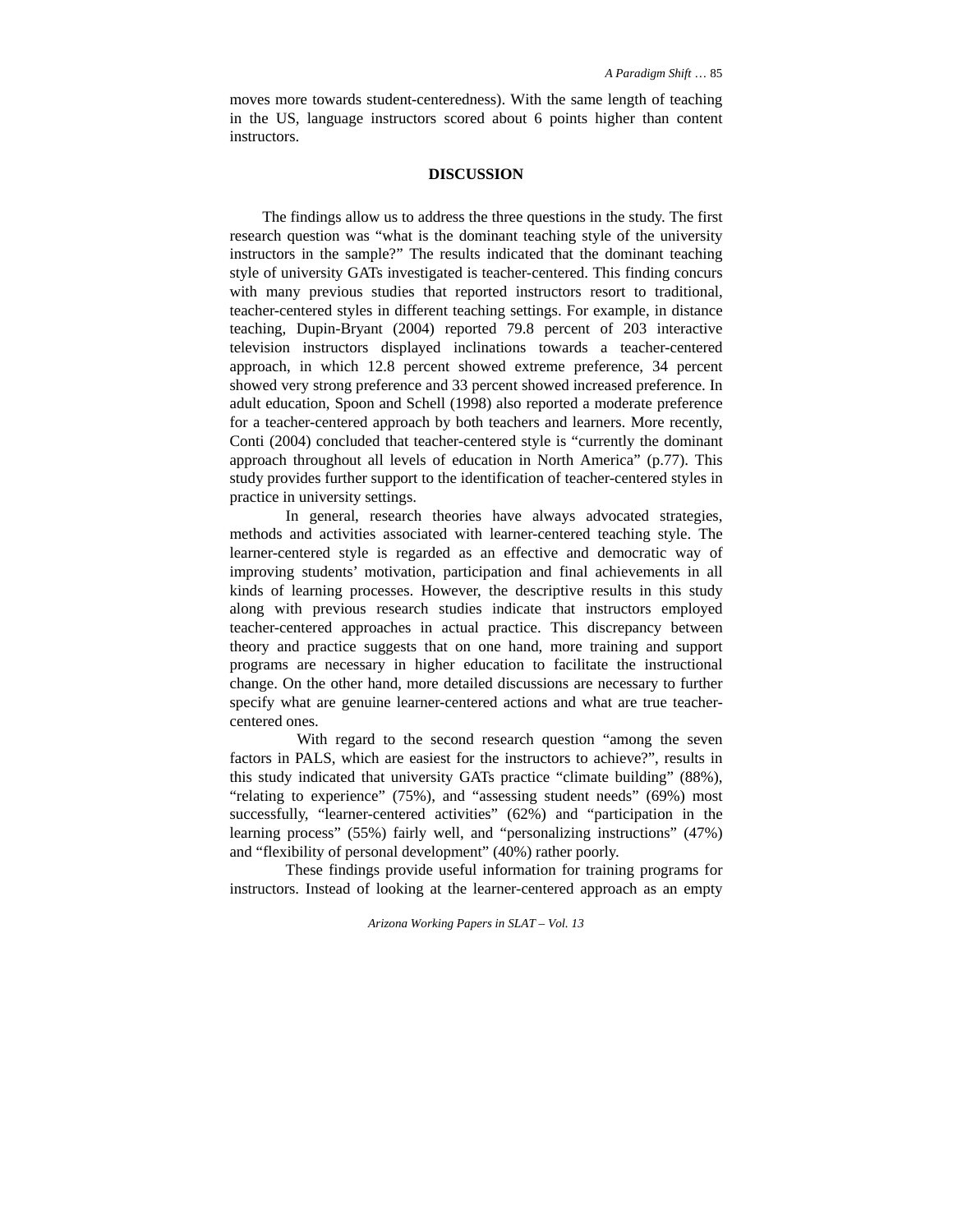moves more towards student-centeredness). With the same length of teaching in the US, language instructors scored about 6 points higher than content instructors.

## DISCUSSION

The findings allow us to address the three questions in the study. The first research question was "what is the dominant teaching style of the university instructors in the sample?" The results indicated that the dominant teaching style of university GATs investigated is teacher-centered. This finding concurs with many previous studies that reported instructors resort to traditional, teacher-centered styles in different teaching settings. For example, in distance teaching, Dupin-Bryant (2004) reported 79.8 percent of 203 interactive television instructors displayed inclinations towards a teacher-centered approach, in which 12.8 percent showed extreme preference, 34 percent showed very strong preference and 33 percent showed increased preference. In adult education, Spoon and Schell (1998) also reported a moderate preference for a teacher-centered approach by both teachers and learners. More recently, Conti (2004) concluded that teacher-centered style is "currently the dominant approach throughout all levels of education in North America" (p.77). This study provides further support to the identification of teacher-centered styles in practice in university settings.

In general, research theories have always advocated strategies, methods and activities associated with learner-centered teaching style. The learner-centered style is regarded as an effective and democratic way of improving students' motivation, participation and final achievements in all kinds of learning processes. However, the descriptive results in this study along with previous research studies indicate that instructors employed teacher-centered approaches in actual practice. This discrepancy between theory and practice suggests that on one hand, more training and support programs are necessary in higher education to facilitate the instructional change. On the other hand, more detailed discussions are necessary to further specify what are genuine learner-centered actions and what are true teacher-centered ones.

With regard to the second research question "among the seven factors in PALS, which are easiest for the instructors to achieve?", results in this study indicated that university GATs practice "climate building" (88%), "relating to experience" (75%), and "assessing student needs" (69%) most successfully, "learner-centered activities" (62%) and "participation in the learning process" (55%) fairly well, and "personalizing instructions" (47%) and "flexibility of personal development" (40%) rather poorly.

These findings provide useful information for training programs for instructors. Instead of looking at the learner-centered approach as an empty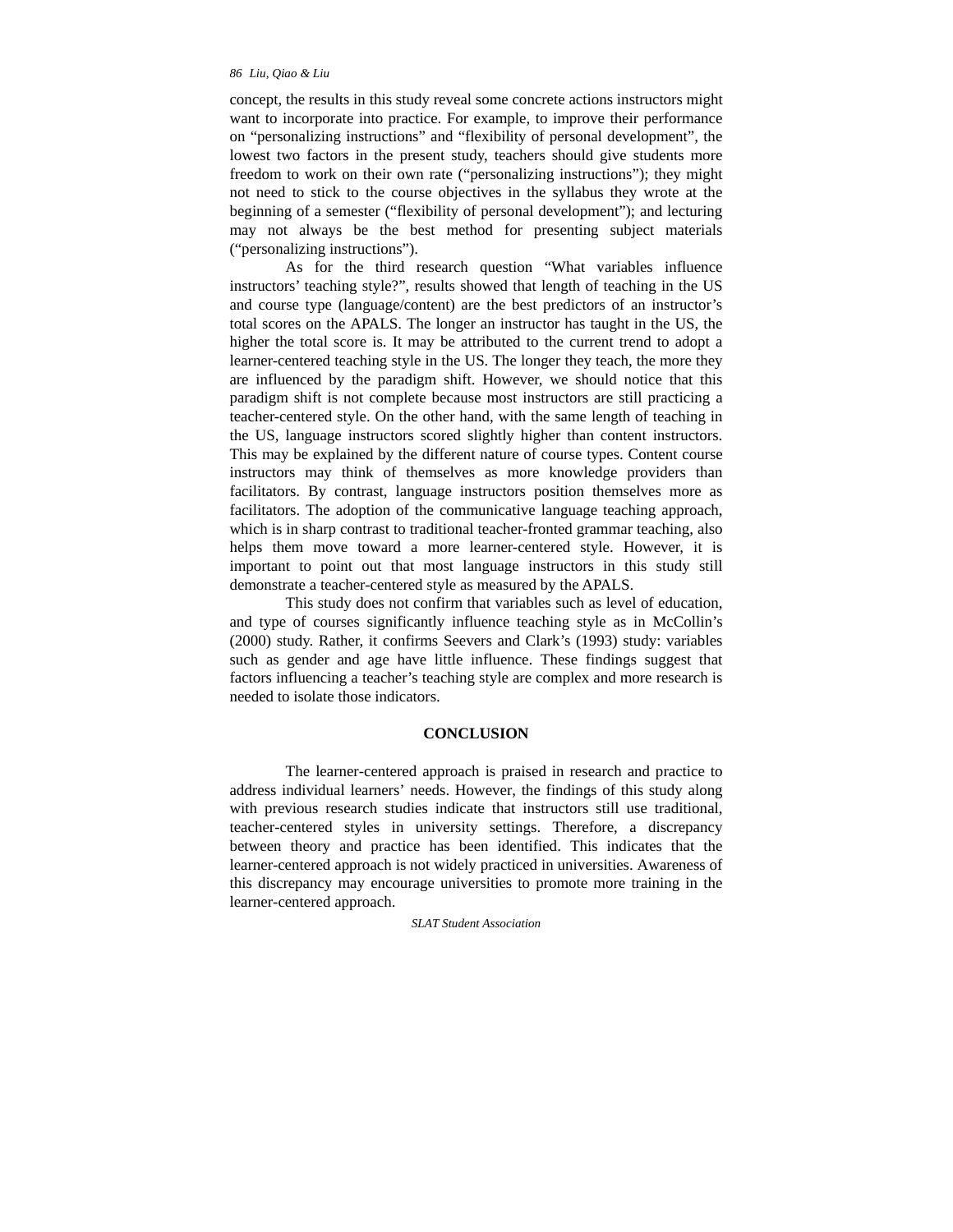concept, the results in this study reveal some concrete actions instructors might want to incorporate into practice. For example, to improve their performance on "personalizing instructions" and "flexibility of personal development", the lowest two factors in the present study, teachers should give students more freedom to work on their own rate ("personalizing instructions"); they might not need to stick to the course objectives in the syllabus they wrote at the beginning of a semester ("flexibility of personal development"); and lecturing may not always be the best method for presenting subject materials ("personalizing instructions").

As for the third research question "What variables influence instructors' teaching style?", results showed that length of teaching in the US and course type (language/content) are the best predictors of an instructor's total scores on the APALS. The longer an instructor has taught in the US, the higher the total score is. It may be attributed to the current trend to adopt a learner-centered teaching style in the US. The longer they teach, the more they are influenced by the paradigm shift. However, we should notice that this paradigm shift is not complete because most instructors are still practicing a teacher-centered style. On the other hand, with the same length of teaching in the US, language instructors scored slightly higher than content instructors. This may be explained by the different nature of course types. Content course instructors may think of themselves as more knowledge providers than facilitators. By contrast, language instructors position themselves more as facilitators. The adoption of the communicative language teaching approach, which is in sharp contrast to traditional teacher-fronted grammar teaching, also helps them move toward a more learner-centered style. However, it is important to point out that most language instructors in this study still demonstrate a teacher-centered style as measured by the APALS.

This study does not confirm that variables such as level of education, and type of courses significantly influence teaching style as in McCollin's (2000) study. Rather, it confirms Seevers and Clark's (1993) study: variables such as gender and age have little influence. These findings suggest that factors influencing a teacher's teaching style are complex and more research is needed to isolate those indicators.

## CONCLUSION

The learner-centered approach is praised in research and practice to address individual learners' needs. However, the findings of this study along with previous research studies indicate that instructors still use traditional, teacher-centered styles in university settings. Therefore, a discrepancy between theory and practice has been identified. This indicates that the learner-centered approach is not widely practiced in universities. Awareness of this discrepancy may encourage universities to promote more training in the learner-centered approach.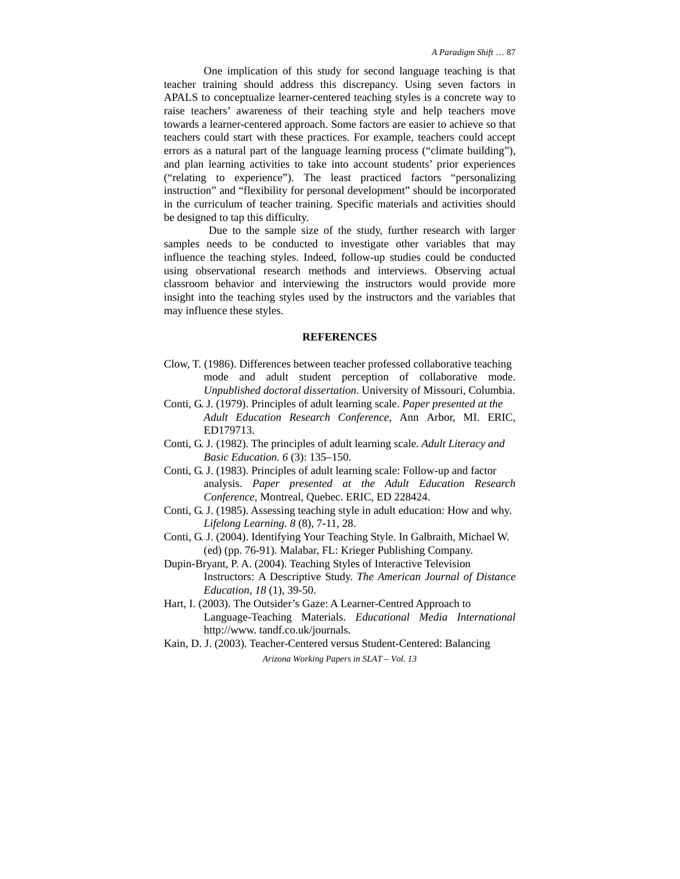One implication of this study for second language teaching is that teacher training should address this discrepancy. Using seven factors in APALS to conceptualize learner-centered teaching styles is a concrete way to raise teachers' awareness of their teaching style and help teachers move towards a learner-centered approach. Some factors are easier to achieve so that teachers could start with these practices. For example, teachers could accept errors as a natural part of the language learning process ("climate building"), and plan learning activities to take into account students' prior experiences ("relating to experience"). The least practiced factors "personalizing instruction" and "flexibility for personal development" should be incorporated in the curriculum of teacher training. Specific materials and activities should be designed to tap this difficulty.

Due to the sample size of the study, further research with larger samples needs to be conducted to investigate other variables that may influence the teaching styles. Indeed, follow-up studies could be conducted using observational research methods and interviews. Observing actual classroom behavior and interviewing the instructors would provide more insight into the teaching styles used by the instructors and the variables that may influence these styles.

## REFERENCES

Clow, T. (1986). Differences between teacher professed collaborative teaching mode and adult student perception of collaborative mode. *Unpublished doctoral dissertation*. University of Missouri, Columbia.

Conti, G. J. (1979). Principles of adult learning scale. *Paper presented at the Adult Education Research Conference*, Ann Arbor, MI. ERIC, ED179713.

Conti, G. J. (1982). The principles of adult learning scale. *Adult Literacy and Basic Education. 6* (3): 135–150.

Conti, G. J. (1983). Principles of adult learning scale: Follow-up and factor analysis. *Paper presented at the Adult Education Research Conference*, Montreal, Quebec. ERIC, ED 228424.

Conti, G. J. (1985). Assessing teaching style in adult education: How and why. *Lifelong Learning. 8* (8), 7-11, 28.

Conti, G. J. (2004). Identifying Your Teaching Style. In Galbraith, Michael W. (ed) (pp. 76-91). Malabar, FL: Krieger Publishing Company.

Dupin-Bryant, P. A. (2004). Teaching Styles of Interactive Television Instructors: A Descriptive Study. *The American Journal of Distance Education*, *18* (1), 39-50.

Hart, I. (2003). The Outsider's Gaze: A Learner-Centred Approach to Language-Teaching Materials. *Educational Media International* http://www. tandf.co.uk/journals.

Kain, D. J. (2003). Teacher-Centered versus Student-Centered: Balancing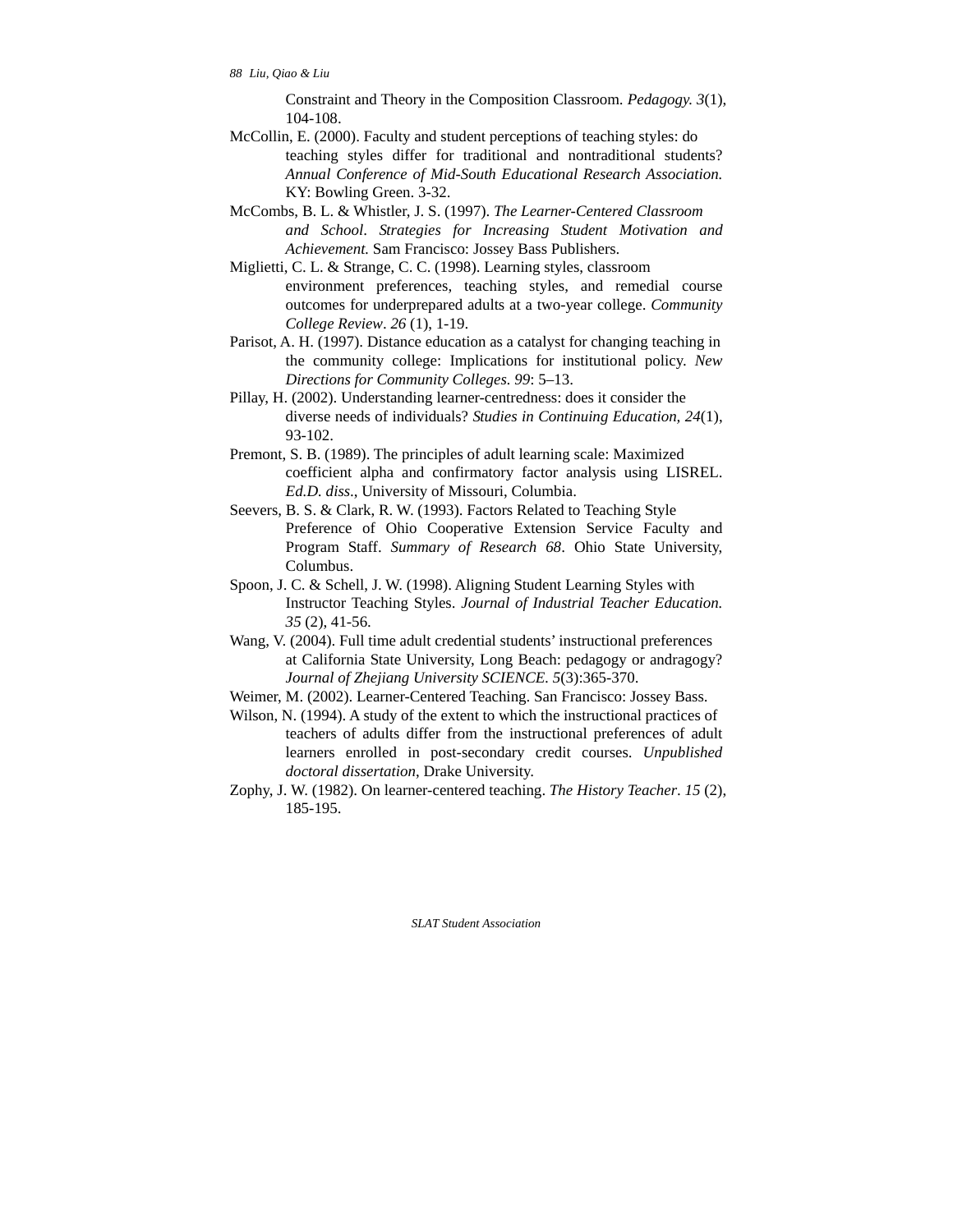Constraint and Theory in the Composition Classroom. *Pedagogy. 3*(1), 104-108.

McCollin, E. (2000). Faculty and student perceptions of teaching styles: do teaching styles differ for traditional and nontraditional students? *Annual Conference of Mid-South Educational Research Association.* KY: Bowling Green. 3-32.

McCombs, B. L. & Whistler, J. S. (1997). *The Learner-Centered Classroom and School. Strategies for Increasing Student Motivation and Achievement.* Sam Francisco: Jossey Bass Publishers.

Miglietti, C. L. & Strange, C. C. (1998). Learning styles, classroom environment preferences, teaching styles, and remedial course outcomes for underprepared adults at a two-year college. *Community College Review*. *26* (1), 1-19.

Parisot, A. H. (1997). Distance education as a catalyst for changing teaching in the community college: Implications for institutional policy. *New Directions for Community Colleges. 99*: 5–13.

Pillay, H. (2002). Understanding learner-centredness: does it consider the diverse needs of individuals? *Studies in Continuing Education, 24*(1), 93-102.

Premont, S. B. (1989). The principles of adult learning scale: Maximized coefficient alpha and confirmatory factor analysis using LISREL. *Ed.D. diss*., University of Missouri, Columbia.

Seevers, B. S. & Clark, R. W. (1993). Factors Related to Teaching Style Preference of Ohio Cooperative Extension Service Faculty and Program Staff. *Summary of Research 68*. Ohio State University, Columbus.

Spoon, J. C. & Schell, J. W. (1998). Aligning Student Learning Styles with Instructor Teaching Styles. *Journal of Industrial Teacher Education. 35* (2), 41-56.

Wang, V. (2004). Full time adult credential students' instructional preferences at California State University, Long Beach: pedagogy or andragogy? *Journal of Zhejiang University SCIENCE. 5*(3):365-370.

Weimer, M. (2002). Learner-Centered Teaching. San Francisco: Jossey Bass.

Wilson, N. (1994). A study of the extent to which the instructional practices of teachers of adults differ from the instructional preferences of adult learners enrolled in post-secondary credit courses. *Unpublished doctoral dissertation*, Drake University.

Zophy, J. W. (1982). On learner-centered teaching. *The History Teacher*. *15* (2), 185-195.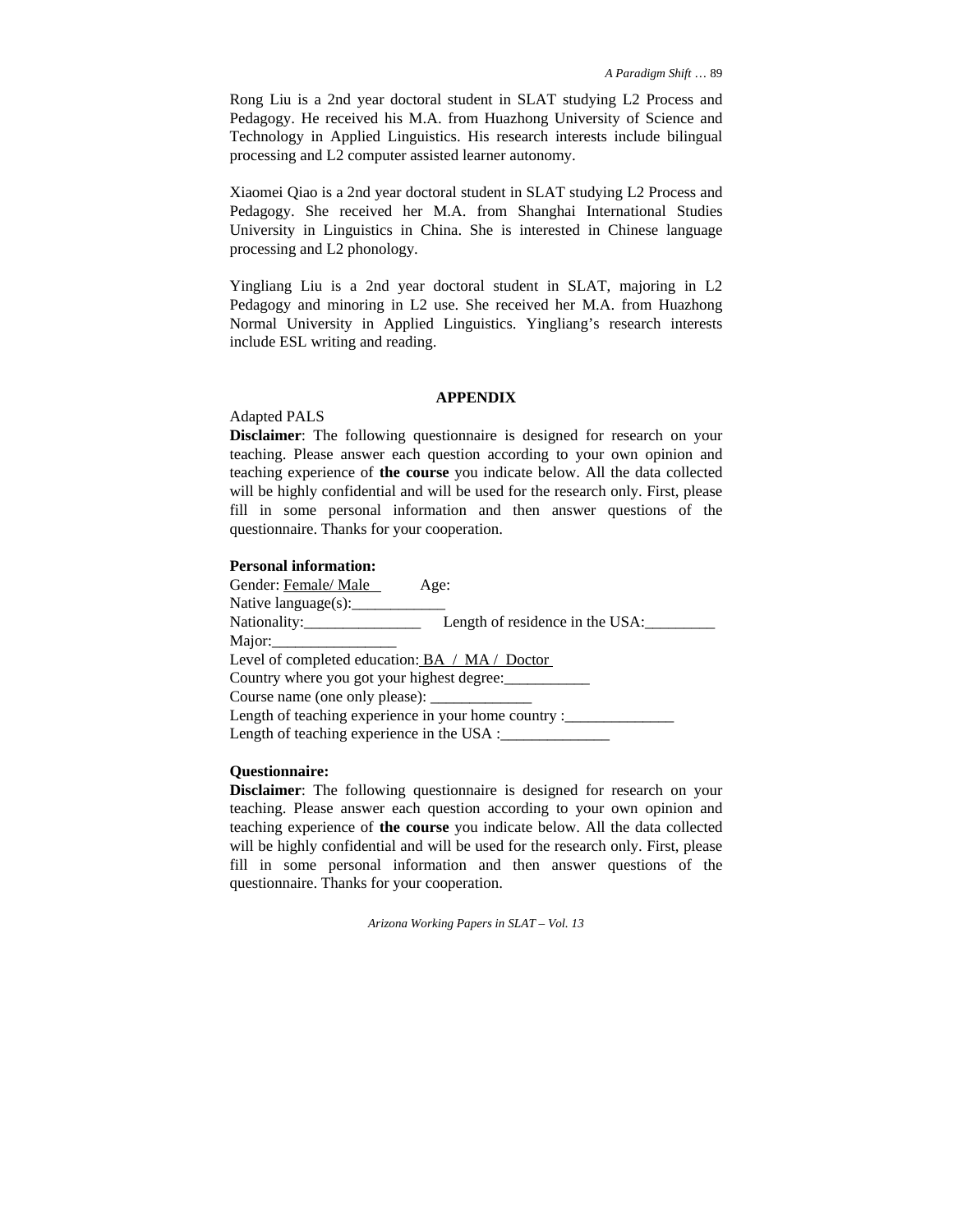Rong Liu is a 2nd year doctoral student in SLAT studying L2 Process and Pedagogy. He received his M.A. from Huazhong University of Science and Technology in Applied Linguistics. His research interests include bilingual processing and L2 computer assisted learner autonomy.

Xiaomei Qiao is a 2nd year doctoral student in SLAT studying L2 Process and Pedagogy. She received her M.A. from Shanghai International Studies University in Linguistics in China. She is interested in Chinese language processing and L2 phonology.

Yingliang Liu is a 2nd year doctoral student in SLAT, majoring in L2 Pedagogy and minoring in L2 use. She received her M.A. from Huazhong Normal University in Applied Linguistics. Yingliang's research interests include ESL writing and reading.

## APPENDIX

Adapted PALS

**Disclaimer**: The following questionnaire is designed for research on your teaching. Please answer each question according to your own opinion and teaching experience of **the course** you indicate below. All the data collected will be highly confidential and will be used for the research only. First, please fill in some personal information and then answer questions of the questionnaire. Thanks for your cooperation.

**Personal information:**

Gender: Female/ Male        Age:

Native language(s):____________

Nationality:_______________     Length of residence in the USA:_________

Major:________________

Level of completed education: BA / MA / Doctor

Country where you got your highest degree:___________

Course name (one only please): _____________

Length of teaching experience in your home country :______________

Length of teaching experience in the USA :______________

**Questionnaire:**

**Disclaimer**: The following questionnaire is designed for research on your teaching. Please answer each question according to your own opinion and teaching experience of **the course** you indicate below. All the data collected will be highly confidential and will be used for the research only. First, please fill in some personal information and then answer questions of the questionnaire. Thanks for your cooperation.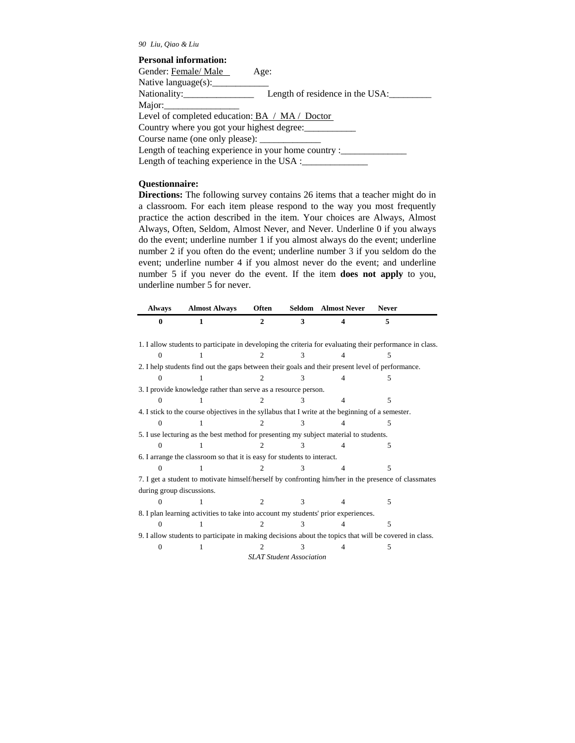**Personal information:**

Gender: Female/ Male  Age:

Native language(s):____________

Nationality:_______________  Length of residence in the USA:_________

Major:________________

Level of completed education: BA / MA / Doctor

Country where you got your highest degree:___________

Course name (one only please): _____________

Length of teaching experience in your home country :______________

Length of teaching experience in the USA :______________

**Questionnaire:**

**Directions:** The following survey contains 26 items that a teacher might do in a classroom. For each item please respond to the way you most frequently practice the action described in the item. Your choices are Always, Almost Always, Often, Seldom, Almost Never, and Never. Underline 0 if you always do the event; underline number 1 if you almost always do the event; underline number 2 if you often do the event; underline number 3 if you seldom do the event; underline number 4 if you almost never do the event; and underline number 5 if you never do the event. If the item **does not apply** to you, underline number 5 for never.

| Always | Almost Always | Often | Seldom | Almost Never | Never |
|---|---|---|---|---|---|
| **0** | **1** | **2** | **3** | **4** | **5** |

1. I allow students to participate in developing the criteria for evaluating their performance in class.

   0 1 2 3 4 5

2. I help students find out the gaps between their goals and their present level of performance.

   0 1 2 3 4 5

3. I provide knowledge rather than serve as a resource person.

   0 1 2 3 4 5

4. I stick to the course objectives in the syllabus that I write at the beginning of a semester.

   0 1 2 3 4 5

5. I use lecturing as the best method for presenting my subject material to students.

   0 1 2 3 4 5

6. I arrange the classroom so that it is easy for students to interact.

   0 1 2 3 4 5

7. I get a student to motivate himself/herself by confronting him/her in the presence of classmates during group discussions.

   0 1 2 3 4 5

8. I plan learning activities to take into account my students' prior experiences.

   0 1 2 3 4 5

9. I allow students to participate in making decisions about the topics that will be covered in class.

   0 1 2 3 4 5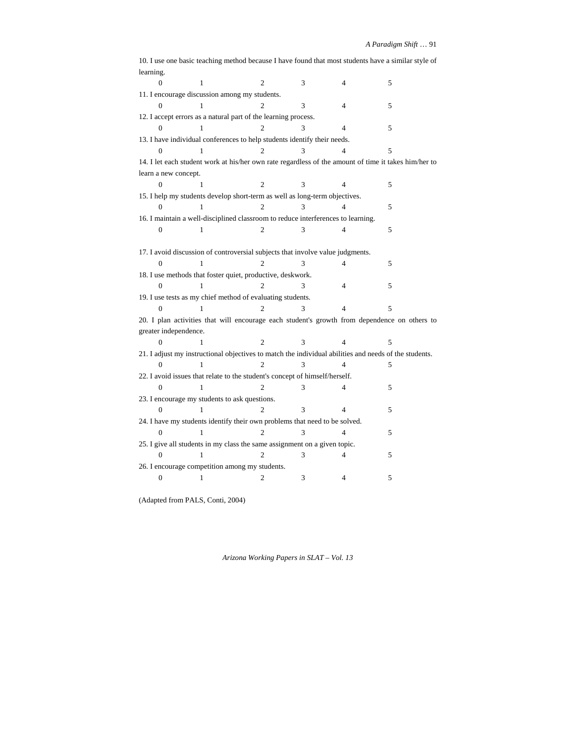10. I use one basic teaching method because I have found that most students have a similar style of learning.

0 1 2 3 4 5

11. I encourage discussion among my students.

0 1 2 3 4 5

12. I accept errors as a natural part of the learning process.

0 1 2 3 4 5

13. I have individual conferences to help students identify their needs.

0 1 2 3 4 5

14. I let each student work at his/her own rate regardless of the amount of time it takes him/her to learn a new concept.

0 1 2 3 4 5

15. I help my students develop short-term as well as long-term objectives.

0 1 2 3 4 5

16. I maintain a well-disciplined classroom to reduce interferences to learning.

0 1 2 3 4 5

17. I avoid discussion of controversial subjects that involve value judgments.

0 1 2 3 4 5

18. I use methods that foster quiet, productive, deskwork.

0 1 2 3 4 5

19. I use tests as my chief method of evaluating students.

0 1 2 3 4 5

20. I plan activities that will encourage each student's growth from dependence on others to greater independence.

0 1 2 3 4 5

21. I adjust my instructional objectives to match the individual abilities and needs of the students.

0 1 2 3 4 5

22. I avoid issues that relate to the student's concept of himself/herself.

0 1 2 3 4 5

23. I encourage my students to ask questions.

0 1 2 3 4 5

24. I have my students identify their own problems that need to be solved.

0 1 2 3 4 5

25. I give all students in my class the same assignment on a given topic.

0 1 2 3 4 5

26. I encourage competition among my students.

0 1 2 3 4 5

(Adapted from PALS, Conti, 2004)